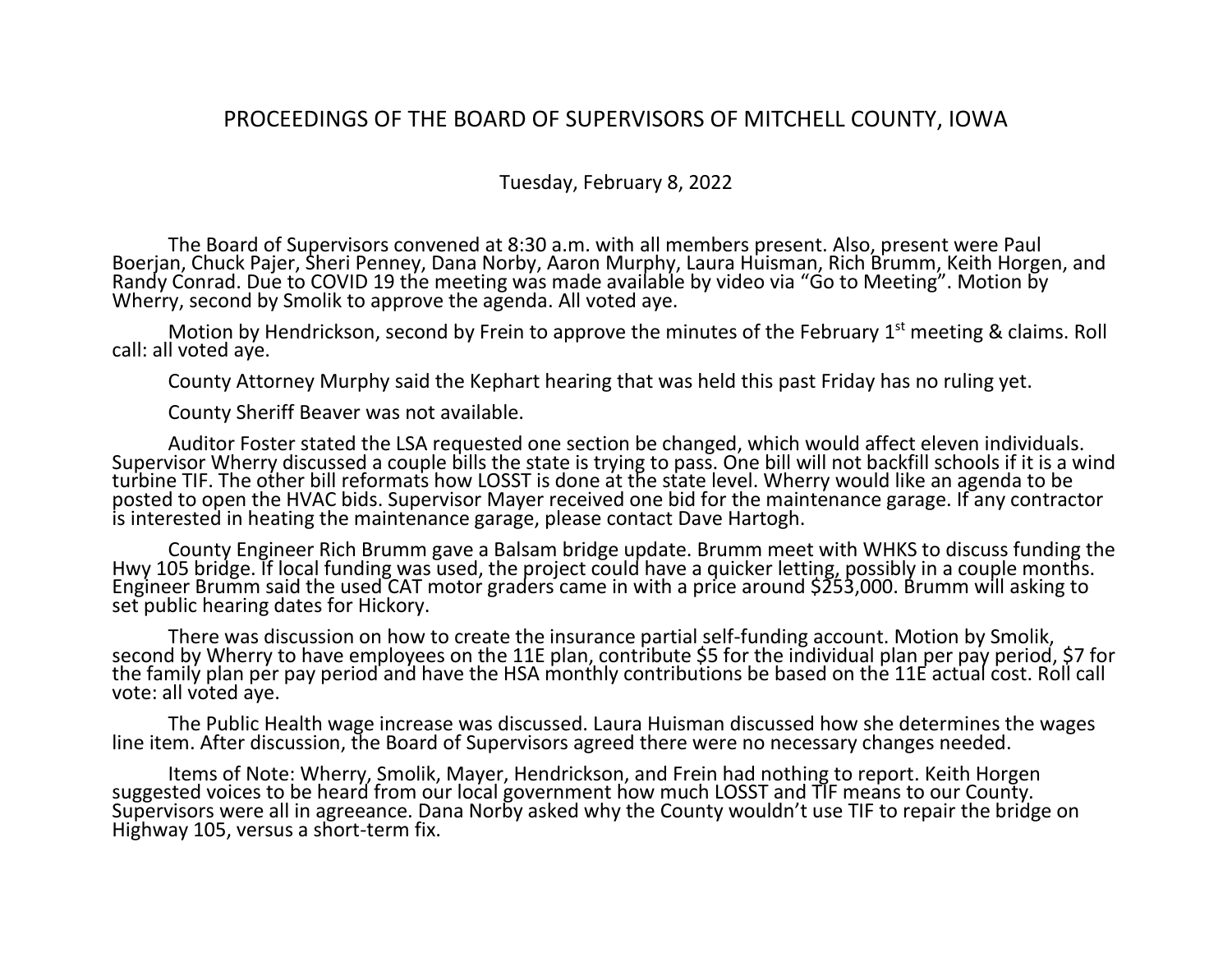# PROCEEDINGS OF THE BOARD OF SUPERVISORS OF MITCHELL COUNTY, IOWA

Tuesday, February 8, 2022

The Board of Supervisors convened at 8:30 a.m. with all members present. Also, present were Paul Boerjan, Chuck Pajer, Sheri Penney, Dana Norby, Aaron Murphy, Laura Huisman, Rich Brumm, Keith Horgen, and Randy Conrad. Due to COVID 19 the meeting was made available by video via "Go to Meeting". Motion by Wherry, second by Smolik to approve the agenda. All voted aye.

Motion by Hendrickson, second by Frein to approve the minutes of the February 1st meeting & claims. Roll call: all voted aye.

County Attorney Murphy said the Kephart hearing that was held this past Friday has no ruling yet.

County Sheriff Beaver was not available.

Auditor Foster stated the LSA requested one section be changed, which would affect eleven individuals. Supervisor Wherry discussed a couple bills the state is trying to pass. One bill will not backfill schools if it is a wind turbine TIF. The other bill reformats how LOSST is done at the state level. Wherry would like an agenda to be posted to open the HVAC bids. Supervisor Mayer received one bid for the maintenance garage. If any contractor is interested in heating the maintenance garage, please contact Dave Hartogh.

County Engineer Rich Brumm gave a Balsam bridge update. Brumm meet with WHKS to discuss funding the Hwy 105 bridge. If local funding was used, the project could have a quicker letting, possibly in a couple months. Engineer Brumm said the used CAT motor graders came in with a price around $253,000. Brumm will asking to set public hearing dates for Hickory.

There was discussion on how to create the insurance partial self-funding account. Motion by Smolik, second by Wherry to have employees on the 11E plan, contribute $5 for the individual plan per pay period, $7 for the family plan per pay period and have the HSA monthly contributions be based on the 11E actual cost. Roll call vote: all voted aye.

The Public Health wage increase was discussed. Laura Huisman discussed how she determines the wages line item. After discussion, the Board of Supervisors agreed there were no necessary changes needed.

Items of Note: Wherry, Smolik, Mayer, Hendrickson, and Frein had nothing to report. Keith Horgen suggested voices to be heard from our local government how much LOSST and TIF means to our County. Supervisors were all in agreeance. Dana Norby asked why the County wouldn't use TIF to repair the bridge on Highway 105, versus a short-term fix.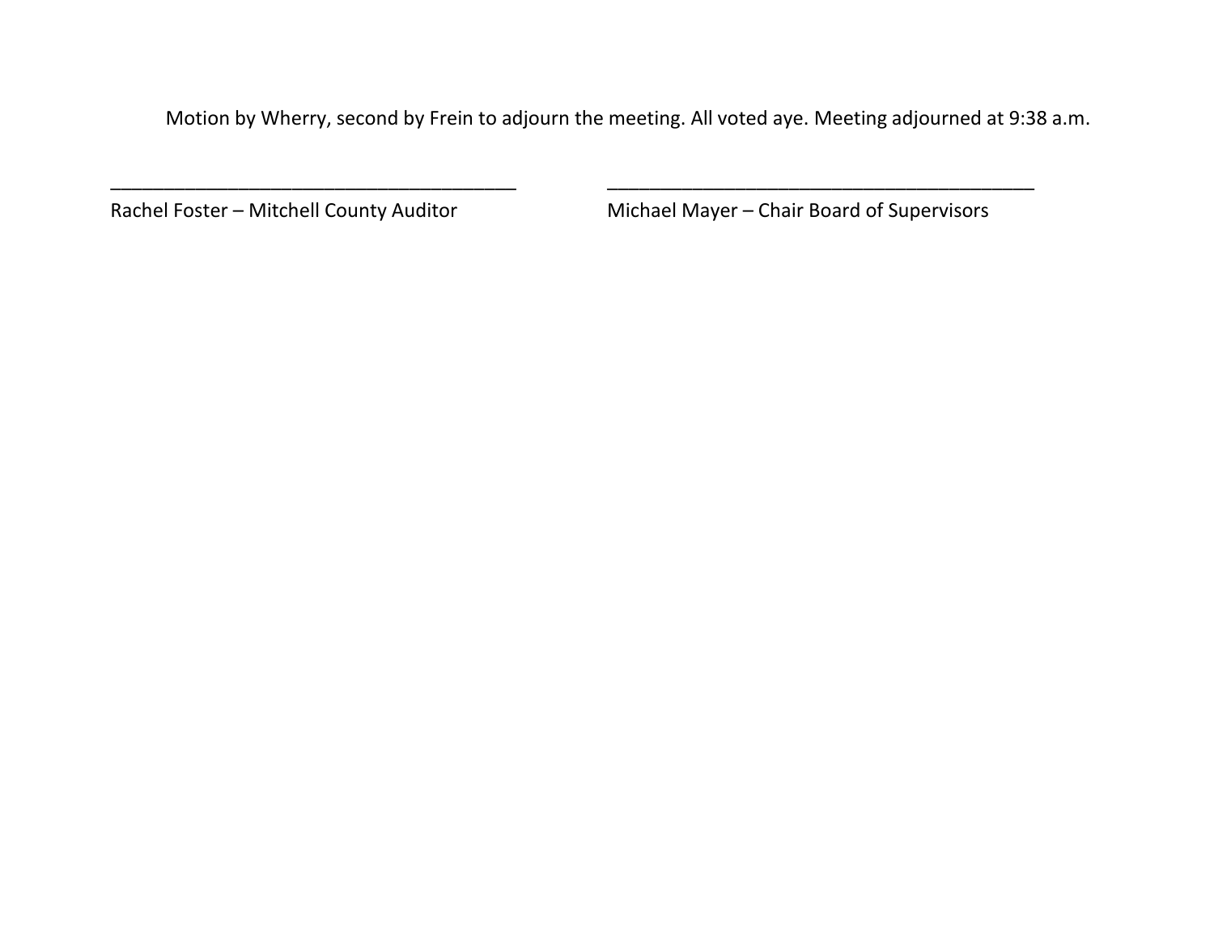Motion by Wherry, second by Frein to adjourn the meeting. All voted aye. Meeting adjourned at 9:38 a.m.

\_\_\_\_\_\_\_\_\_\_\_\_\_\_\_\_\_\_\_\_\_\_\_\_\_\_\_\_\_\_\_\_\_\_\_\_\_\_\_\_
Rachel Foster – Mitchell County Auditor

\_\_\_\_\_\_\_\_\_\_\_\_\_\_\_\_\_\_\_\_\_\_\_\_\_\_\_\_\_\_\_\_\_\_\_\_\_\_\_\_
Michael Mayer – Chair Board of Supervisors